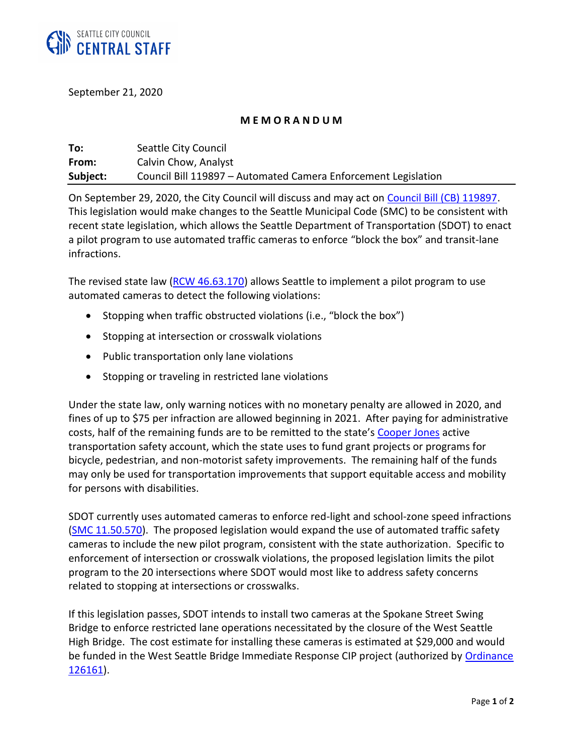SEATTLE CITY COUNCIL
**CENTRAL STAFF**

September 21, 2020

**MEMORANDUM**

| | |
|---|---|
| **To:** | Seattle City Council |
| **From:** | Calvin Chow, Analyst |
| **Subject:** | Council Bill 119897 – Automated Camera Enforcement Legislation |

On September 29, 2020, the City Council will discuss and may act on Council Bill (CB) 119897. This legislation would make changes to the Seattle Municipal Code (SMC) to be consistent with recent state legislation, which allows the Seattle Department of Transportation (SDOT) to enact a pilot program to use automated traffic cameras to enforce "block the box" and transit-lane infractions.

The revised state law (RCW 46.63.170) allows Seattle to implement a pilot program to use automated cameras to detect the following violations:

- Stopping when traffic obstructed violations (i.e., "block the box")
- Stopping at intersection or crosswalk violations
- Public transportation only lane violations
- Stopping or traveling in restricted lane violations

Under the state law, only warning notices with no monetary penalty are allowed in 2020, and fines of up to $75 per infraction are allowed beginning in 2021. After paying for administrative costs, half of the remaining funds are to be remitted to the state's Cooper Jones active transportation safety account, which the state uses to fund grant projects or programs for bicycle, pedestrian, and non-motorist safety improvements. The remaining half of the funds may only be used for transportation improvements that support equitable access and mobility for persons with disabilities.

SDOT currently uses automated cameras to enforce red-light and school-zone speed infractions (SMC 11.50.570). The proposed legislation would expand the use of automated traffic safety cameras to include the new pilot program, consistent with the state authorization. Specific to enforcement of intersection or crosswalk violations, the proposed legislation limits the pilot program to the 20 intersections where SDOT would most like to address safety concerns related to stopping at intersections or crosswalks.

If this legislation passes, SDOT intends to install two cameras at the Spokane Street Swing Bridge to enforce restricted lane operations necessitated by the closure of the West Seattle High Bridge. The cost estimate for installing these cameras is estimated at $29,000 and would be funded in the West Seattle Bridge Immediate Response CIP project (authorized by Ordinance 126161).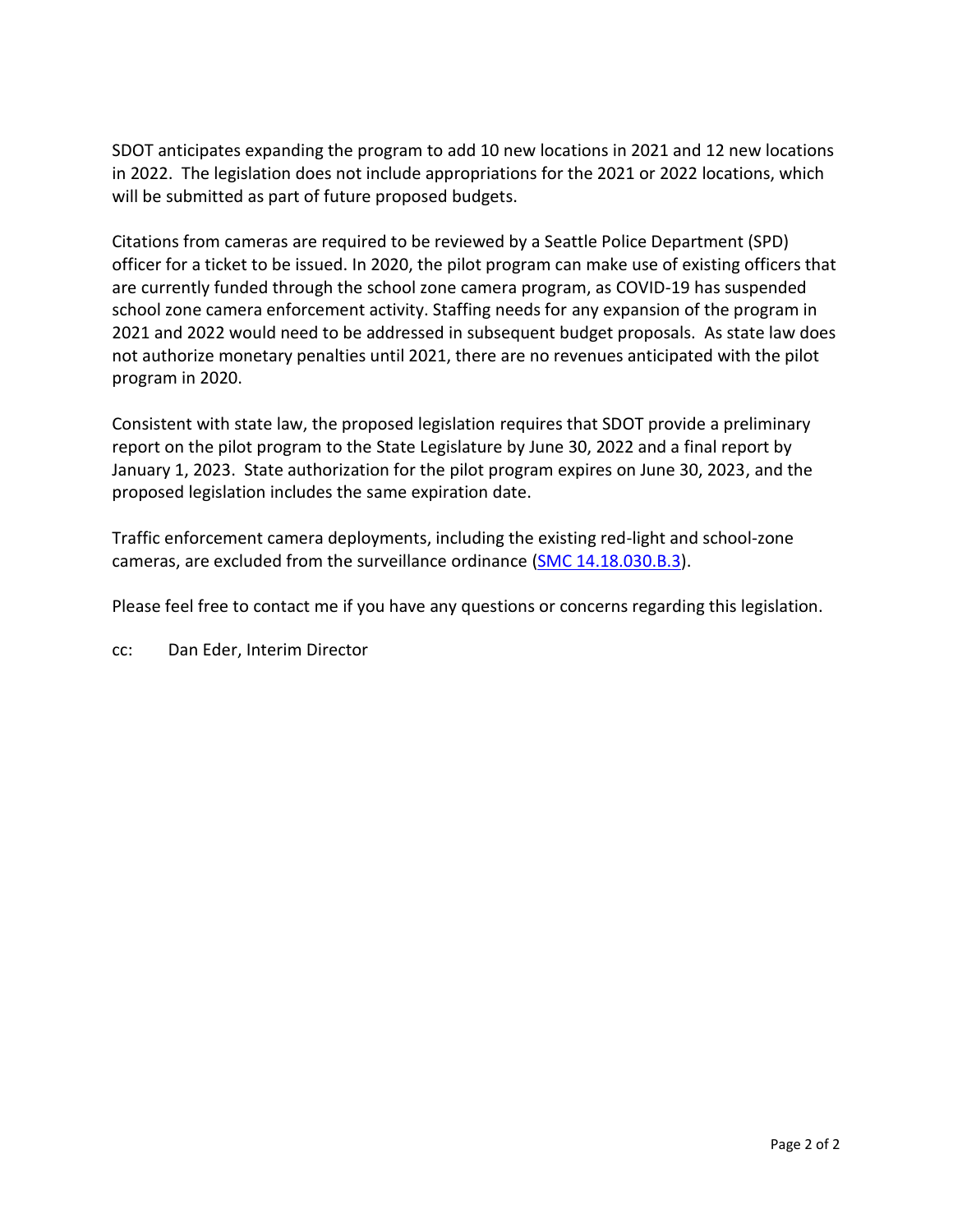SDOT anticipates expanding the program to add 10 new locations in 2021 and 12 new locations in 2022. The legislation does not include appropriations for the 2021 or 2022 locations, which will be submitted as part of future proposed budgets.

Citations from cameras are required to be reviewed by a Seattle Police Department (SPD) officer for a ticket to be issued. In 2020, the pilot program can make use of existing officers that are currently funded through the school zone camera program, as COVID-19 has suspended school zone camera enforcement activity. Staffing needs for any expansion of the program in 2021 and 2022 would need to be addressed in subsequent budget proposals. As state law does not authorize monetary penalties until 2021, there are no revenues anticipated with the pilot program in 2020.

Consistent with state law, the proposed legislation requires that SDOT provide a preliminary report on the pilot program to the State Legislature by June 30, 2022 and a final report by January 1, 2023. State authorization for the pilot program expires on June 30, 2023, and the proposed legislation includes the same expiration date.

Traffic enforcement camera deployments, including the existing red-light and school-zone cameras, are excluded from the surveillance ordinance (SMC 14.18.030.B.3).

Please feel free to contact me if you have any questions or concerns regarding this legislation.

cc: Dan Eder, Interim Director